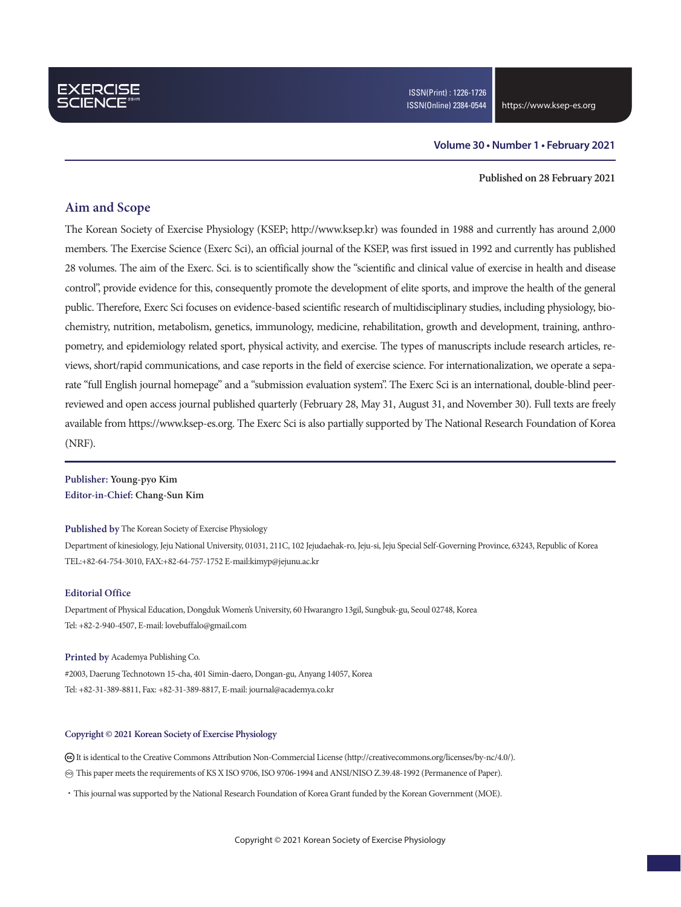ISSN(Print) : 1226-1726
ISSN(Online) 2384-0544

https://www.ksep-es.org

**Volume 30 • Number 1 • February 2021**

**Published on 28 February 2021**

## Aim and Scope

The Korean Society of Exercise Physiology (KSEP; http://www.ksep.kr) was founded in 1988 and currently has around 2,000 members. The Exercise Science (Exerc Sci), an official journal of the KSEP, was first issued in 1992 and currently has published 28 volumes. The aim of the Exerc. Sci. is to scientifically show the "scientific and clinical value of exercise in health and disease control", provide evidence for this, consequently promote the development of elite sports, and improve the health of the general public. Therefore, Exerc Sci focuses on evidence-based scientific research of multidisciplinary studies, including physiology, biochemistry, nutrition, metabolism, genetics, immunology, medicine, rehabilitation, growth and development, training, anthropometry, and epidemiology related sport, physical activity, and exercise. The types of manuscripts include research articles, reviews, short/rapid communications, and case reports in the field of exercise science. For internationalization, we operate a separate "full English journal homepage" and a "submission evaluation system". The Exerc Sci is an international, double-blind peer-reviewed and open access journal published quarterly (February 28, May 31, August 31, and November 30). Full texts are freely available from https://www.ksep-es.org. The Exerc Sci is also partially supported by The National Research Foundation of Korea (NRF).

**Publisher:** Young-pyo Kim
**Editor-in-Chief:** Chang-Sun Kim

**Published by** The Korean Society of Exercise Physiology
Department of kinesiology, Jeju National University, 01031, 211C, 102 Jejudaehak-ro, Jeju-si, Jeju Special Self-Governing Province, 63243, Republic of Korea
TEL:+82-64-754-3010, FAX:+82-64-757-1752 E-mail:kimyp@jejunu.ac.kr

**Editorial Office**
Department of Physical Education, Dongduk Women's University, 60 Hwarangro 13gil, Sungbuk-gu, Seoul 02748, Korea
Tel: +82-2-940-4507, E-mail: lovebuffalo@gmail.com

**Printed by** Academya Publishing Co.
#2003, Daerung Technotown 15-cha, 401 Simin-daero, Dongan-gu, Anyang 14057, Korea
Tel: +82-31-389-8811, Fax: +82-31-389-8817, E-mail: journal@academya.co.kr

**Copyright © 2021 Korean Society of Exercise Physiology**

It is identical to the Creative Commons Attribution Non-Commercial License (http://creativecommons.org/licenses/by-nc/4.0/).
This paper meets the requirements of KS X ISO 9706, ISO 9706-1994 and ANSI/NISO Z.39.48-1992 (Permanence of Paper).

- This journal was supported by the National Research Foundation of Korea Grant funded by the Korean Government (MOE).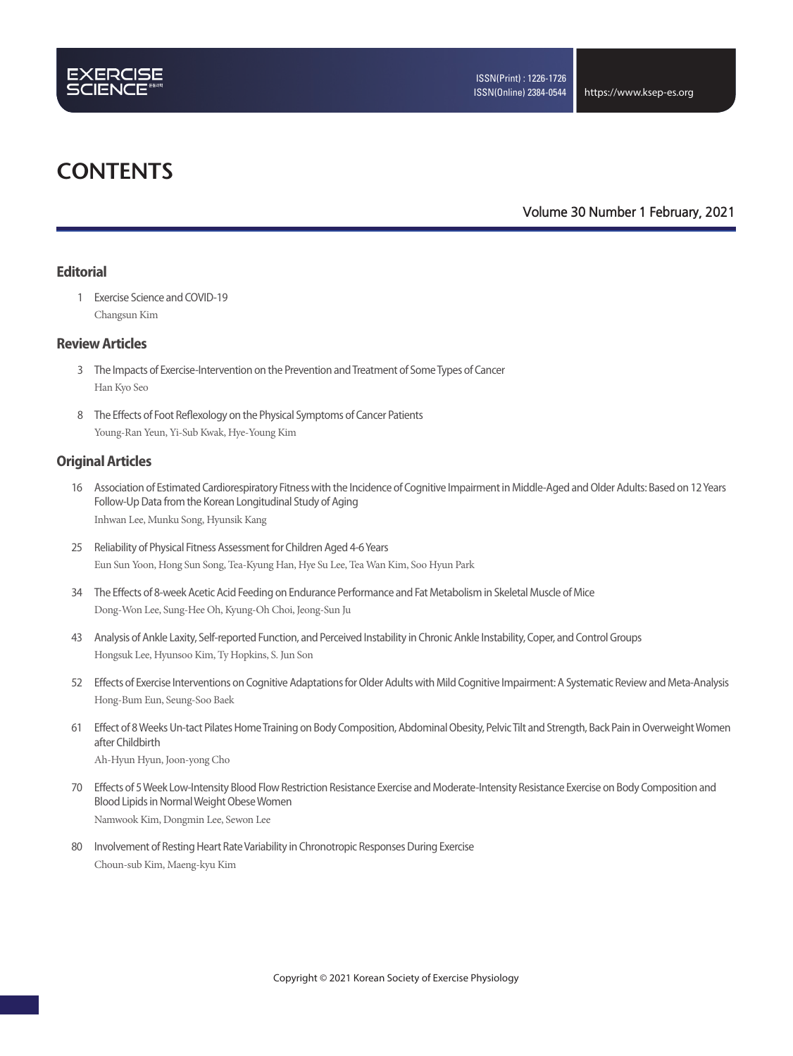# CONTENTS

Volume 30 Number 1 February, 2021

## Editorial

1 Exercise Science and COVID-19
Changsun Kim

## Review Articles

3 The Impacts of Exercise-Intervention on the Prevention and Treatment of Some Types of Cancer
Han Kyo Seo

8 The Effects of Foot Reflexology on the Physical Symptoms of Cancer Patients
Young-Ran Yeun, Yi-Sub Kwak, Hye-Young Kim

## Original Articles

16 Association of Estimated Cardiorespiratory Fitness with the Incidence of Cognitive Impairment in Middle-Aged and Older Adults: Based on 12 Years Follow-Up Data from the Korean Longitudinal Study of Aging
Inhwan Lee, Munku Song, Hyunsik Kang

25 Reliability of Physical Fitness Assessment for Children Aged 4-6 Years
Eun Sun Yoon, Hong Sun Song, Tea-Kyung Han, Hye Su Lee, Tea Wan Kim, Soo Hyun Park

34 The Effects of 8-week Acetic Acid Feeding on Endurance Performance and Fat Metabolism in Skeletal Muscle of Mice
Dong-Won Lee, Sung-Hee Oh, Kyung-Oh Choi, Jeong-Sun Ju

43 Analysis of Ankle Laxity, Self-reported Function, and Perceived Instability in Chronic Ankle Instability, Coper, and Control Groups
Hongsuk Lee, Hyunsoo Kim, Ty Hopkins, S. Jun Son

52 Effects of Exercise Interventions on Cognitive Adaptations for Older Adults with Mild Cognitive Impairment: A Systematic Review and Meta-Analysis
Hong-Bum Eun, Seung-Soo Baek

61 Effect of 8 Weeks Un-tact Pilates Home Training on Body Composition, Abdominal Obesity, Pelvic Tilt and Strength, Back Pain in Overweight Women after Childbirth
Ah-Hyun Hyun, Joon-yong Cho

70 Effects of 5 Week Low-Intensity Blood Flow Restriction Resistance Exercise and Moderate-Intensity Resistance Exercise on Body Composition and Blood Lipids in Normal Weight Obese Women
Namwook Kim, Dongmin Lee, Sewon Lee

80 Involvement of Resting Heart Rate Variability in Chronotropic Responses During Exercise
Choun-sub Kim, Maeng-kyu Kim

Copyright © 2021 Korean Society of Exercise Physiology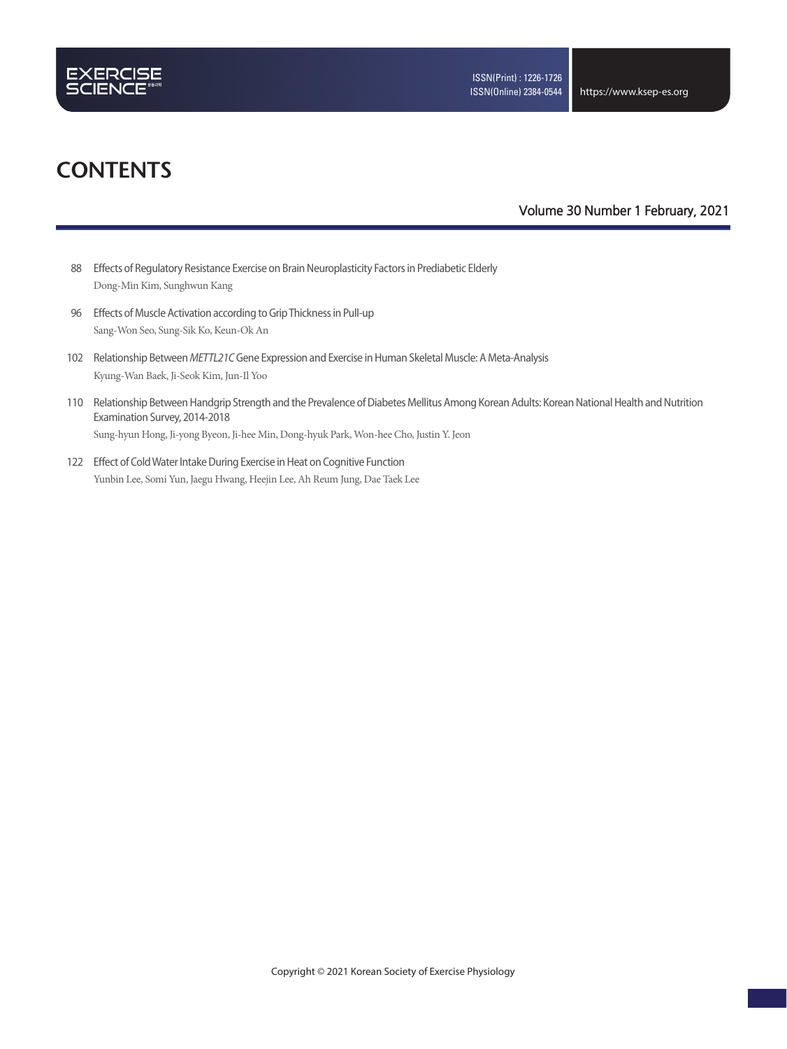# CONTENTS

Volume 30 Number 1 February, 2021

88 Effects of Regulatory Resistance Exercise on Brain Neuroplasticity Factors in Prediabetic Elderly
Dong-Min Kim, Sunghwun Kang

96 Effects of Muscle Activation according to Grip Thickness in Pull-up
Sang-Won Seo, Sung-Sik Ko, Keun-Ok An

102 Relationship Between *METTL21C* Gene Expression and Exercise in Human Skeletal Muscle: A Meta-Analysis
Kyung-Wan Baek, Ji-Seok Kim, Jun-Il Yoo

110 Relationship Between Handgrip Strength and the Prevalence of Diabetes Mellitus Among Korean Adults: Korean National Health and Nutrition Examination Survey, 2014-2018
Sung-hyun Hong, Ji-yong Byeon, Ji-hee Min, Dong-hyuk Park, Won-hee Cho, Justin Y. Jeon

122 Effect of Cold Water Intake During Exercise in Heat on Cognitive Function
Yunbin Lee, Somi Yun, Jaegu Hwang, Heejin Lee, Ah Reum Jung, Dae Taek Lee

Copyright © 2021 Korean Society of Exercise Physiology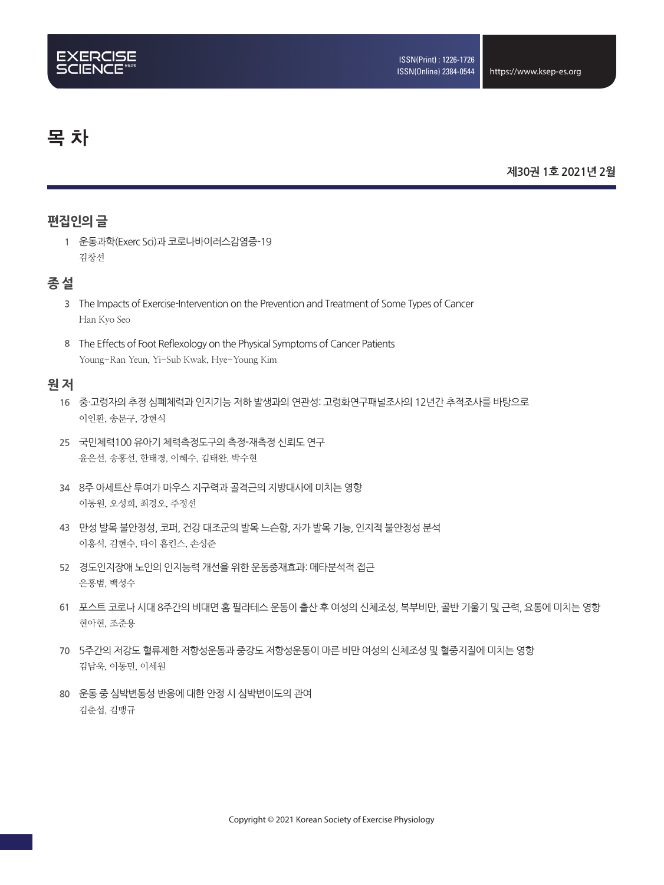# 목 차

제30권 1호 2021년 2월

## 편집인의 글

1 운동과학(Exerc Sci)과 코로나바이러스감염증-19
김창선

## 종 설

3 The Impacts of Exercise-Intervention on the Prevention and Treatment of Some Types of Cancer
Han Kyo Seo

8 The Effects of Foot Reflexology on the Physical Symptoms of Cancer Patients
Young-Ran Yeun, Yi-Sub Kwak, Hye-Young Kim

## 원 저

16 중·고령자의 추정 심폐체력과 인지기능 저하 발생과의 연관성: 고령화연구패널조사의 12년간 추적조사를 바탕으로
이인환, 송문구, 강현식

25 국민체력100 유아기 체력측정도구의 측정-재측정 신뢰도 연구
윤은선, 송홍선, 한태경, 이혜수, 김태완, 박수현

34 8주 아세트산 투여가 마우스 지구력과 골격근의 지방대사에 미치는 영향
이동원, 오성희, 최경오, 주정선

43 만성 발목 불안정성, 코퍼, 건강 대조군의 발목 느슨함, 자가 발목 기능, 인지적 불안정성 분석
이홍석, 김현수, 타이 홉킨스, 손성준

52 경도인지장애 노인의 인지능력 개선을 위한 운동중재효과: 메타분석적 접근
은홍범, 백성수

61 포스트 코로나 시대 8주간의 비대면 홈 필라테스 운동이 출산 후 여성의 신체조성, 복부비만, 골반 기울기 및 근력, 요통에 미치는 영향
현아현, 조준용

70 5주간의 저강도 혈류제한 저항성운동과 중강도 저항성운동이 마른 비만 여성의 신체조성 및 혈중지질에 미치는 영향
김남욱, 이동민, 이세원

80 운동 중 심박변동성 반응에 대한 안정 시 심박변이도의 관여
김춘섭, 김맹규

Copyright © 2021 Korean Society of Exercise Physiology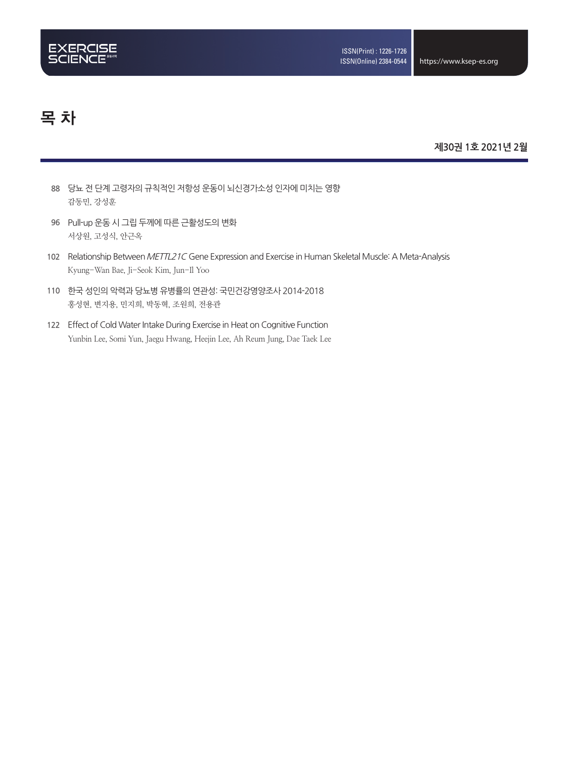# 목 차

**제30권 1호 2021년 2월**

88 당뇨 전 단계 고령자의 규칙적인 저항성 운동이 뇌신경가소성 인자에 미치는 영향
감동민, 강성훈

96 Pull-up 운동 시 그립 두께에 따른 근활성도의 변화
서상원, 고성식, 안근옥

102 Relationship Between *METTL21C* Gene Expression and Exercise in Human Skeletal Muscle: A Meta-Analysis
Kyung-Wan Bae, Ji-Seok Kim, Jun-Il Yoo

110 한국 성인의 악력과 당뇨병 유병률의 연관성: 국민건강영양조사 2014-2018
홍성현, 변지용, 민지희, 박동혁, 조원희, 전용관

122 Effect of Cold Water Intake During Exercise in Heat on Cognitive Function
Yunbin Lee, Somi Yun, Jaegu Hwang, Heejin Lee, Ah Reum Jung, Dae Taek Lee